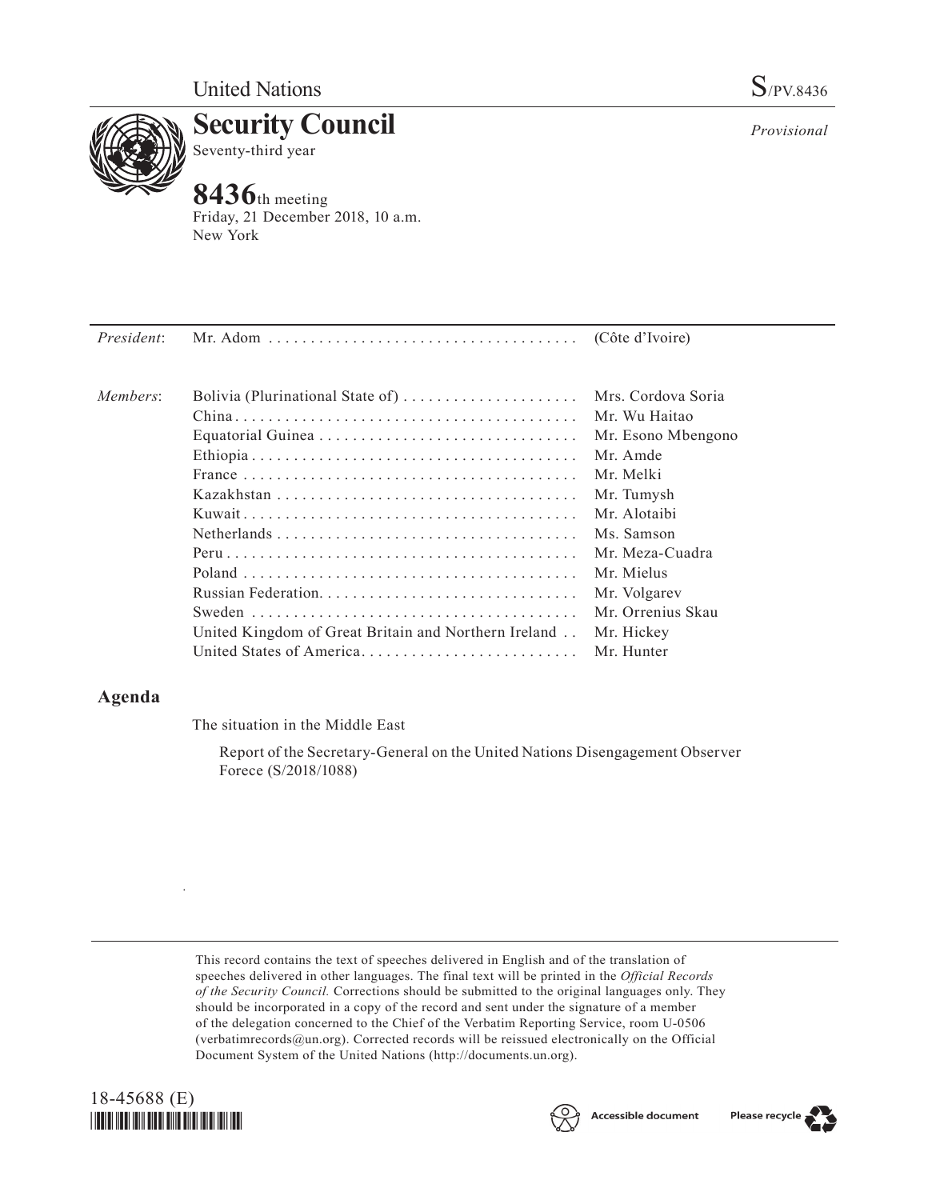United Nations S/PV.8436

# Security Council

Seventy-third year

*Provisional*

## 8436th meeting

Friday, 21 December 2018, 10 a.m.
New York

| | | |
|---|---|---|
| *President*: | Mr. Adom | (Côte d'Ivoire) |
| *Members*: | Bolivia (Plurinational State of) | Mrs. Cordova Soria |
| | China | Mr. Wu Haitao |
| | Equatorial Guinea | Mr. Esono Mbengono |
| | Ethiopia | Mr. Amde |
| | France | Mr. Melki |
| | Kazakhstan | Mr. Tumysh |
| | Kuwait | Mr. Alotaibi |
| | Netherlands | Ms. Samson |
| | Peru | Mr. Meza-Cuadra |
| | Poland | Mr. Mielus |
| | Russian Federation | Mr. Volgarev |
| | Sweden | Mr. Orrenius Skau |
| | United Kingdom of Great Britain and Northern Ireland | Mr. Hickey |
| | United States of America | Mr. Hunter |

## Agenda

The situation in the Middle East

Report of the Secretary-General on the United Nations Disengagement Observer Forece (S/2018/1088)

This record contains the text of speeches delivered in English and of the translation of speeches delivered in other languages. The final text will be printed in the *Official Records of the Security Council.* Corrections should be submitted to the original languages only. They should be incorporated in a copy of the record and sent under the signature of a member of the delegation concerned to the Chief of the Verbatim Reporting Service, room U-0506 (verbatimrecords@un.org). Corrected records will be reissued electronically on the Official Document System of the United Nations (http://documents.un.org).

18-45688 (E)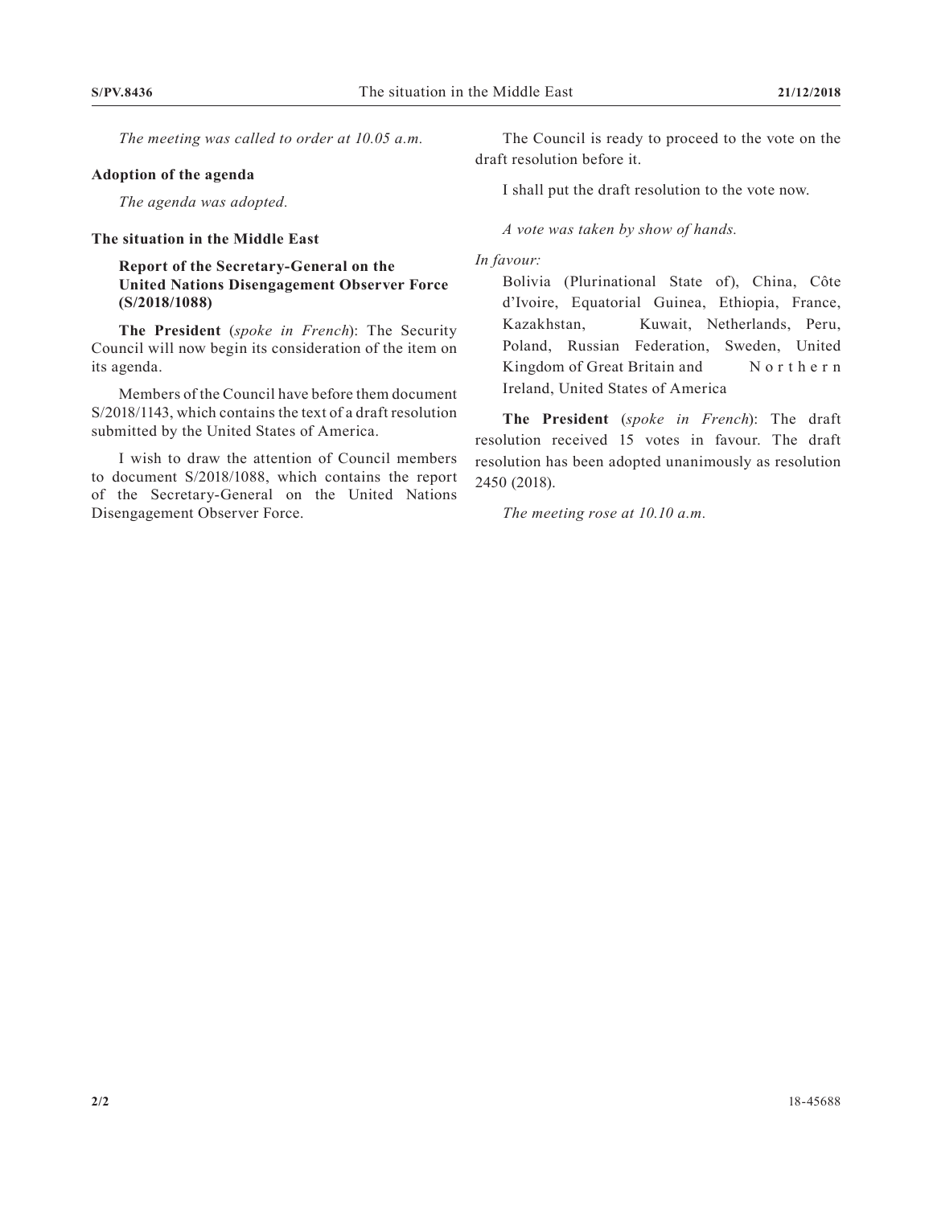*The meeting was called to order at 10.05 a.m.*

**Adoption of the agenda**

*The agenda was adopted.*

**The situation in the Middle East**

**Report of the Secretary-General on the United Nations Disengagement Observer Force (S/2018/1088)**

**The President** (*spoke in French*): The Security Council will now begin its consideration of the item on its agenda.

Members of the Council have before them document S/2018/1143, which contains the text of a draft resolution submitted by the United States of America.

I wish to draw the attention of Council members to document S/2018/1088, which contains the report of the Secretary-General on the United Nations Disengagement Observer Force.

The Council is ready to proceed to the vote on the draft resolution before it.

I shall put the draft resolution to the vote now.

*A vote was taken by show of hands.*

*In favour:*

Bolivia (Plurinational State of), China, Côte d'Ivoire, Equatorial Guinea, Ethiopia, France, Kazakhstan, Kuwait, Netherlands, Peru, Poland, Russian Federation, Sweden, United Kingdom of Great Britain and Northern Ireland, United States of America

**The President** (*spoke in French*): The draft resolution received 15 votes in favour. The draft resolution has been adopted unanimously as resolution 2450 (2018).

*The meeting rose at 10.10 a.m.*